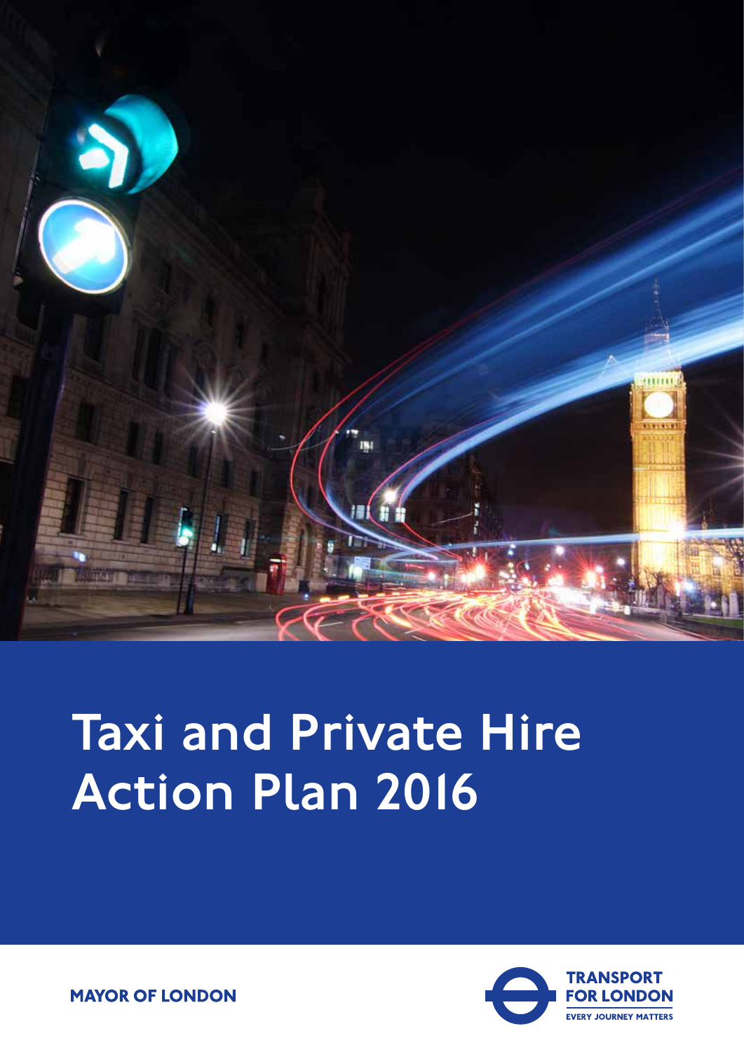# Taxi and Private Hire Action Plan 2016

MAYOR OF LONDON

TRANSPORT FOR LONDON

EVERY JOURNEY MATTERS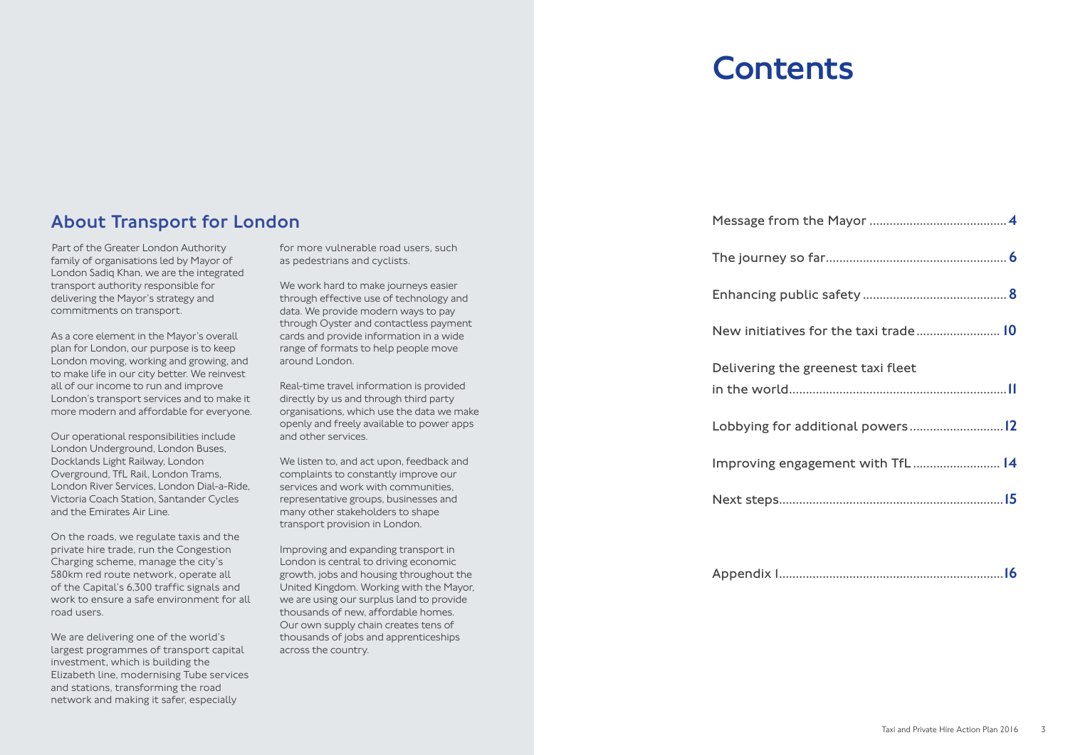## About Transport for London

Part of the Greater London Authority family of organisations led by Mayor of London Sadiq Khan, we are the integrated transport authority responsible for delivering the Mayor's strategy and commitments on transport.

As a core element in the Mayor's overall plan for London, our purpose is to keep London moving, working and growing, and to make life in our city better. We reinvest all of our income to run and improve London's transport services and to make it more modern and affordable for everyone.

Our operational responsibilities include London Underground, London Buses, Docklands Light Railway, London Overground, TfL Rail, London Trams, London River Services, London Dial-a-Ride, Victoria Coach Station, Santander Cycles and the Emirates Air Line.

On the roads, we regulate taxis and the private hire trade, run the Congestion Charging scheme, manage the city's 580km red route network, operate all of the Capital's 6,300 traffic signals and work to ensure a safe environment for all road users.

We are delivering one of the world's largest programmes of transport capital investment, which is building the Elizabeth line, modernising Tube services and stations, transforming the road network and making it safer, especially for more vulnerable road users, such as pedestrians and cyclists.

We work hard to make journeys easier through effective use of technology and data. We provide modern ways to pay through Oyster and contactless payment cards and provide information in a wide range of formats to help people move around London.

Real-time travel information is provided directly by us and through third party organisations, which use the data we make openly and freely available to power apps and other services.

We listen to, and act upon, feedback and complaints to constantly improve our services and work with communities, representative groups, businesses and many other stakeholders to shape transport provision in London.

Improving and expanding transport in London is central to driving economic growth, jobs and housing throughout the United Kingdom. Working with the Mayor, we are using our surplus land to provide thousands of new, affordable homes. Our own supply chain creates tens of thousands of jobs and apprenticeships across the country.

# Contents

Message from the Mayor ........................................ 4

The journey so far ........................................ 6

Enhancing public safety ........................................ 8

New initiatives for the taxi trade ........................................ 10

Delivering the greenest taxi fleet in the world ........................................ 11

Lobbying for additional powers ........................................ 12

Improving engagement with TfL ........................................ 14

Next steps ........................................ 15

Appendix 1 ........................................ 16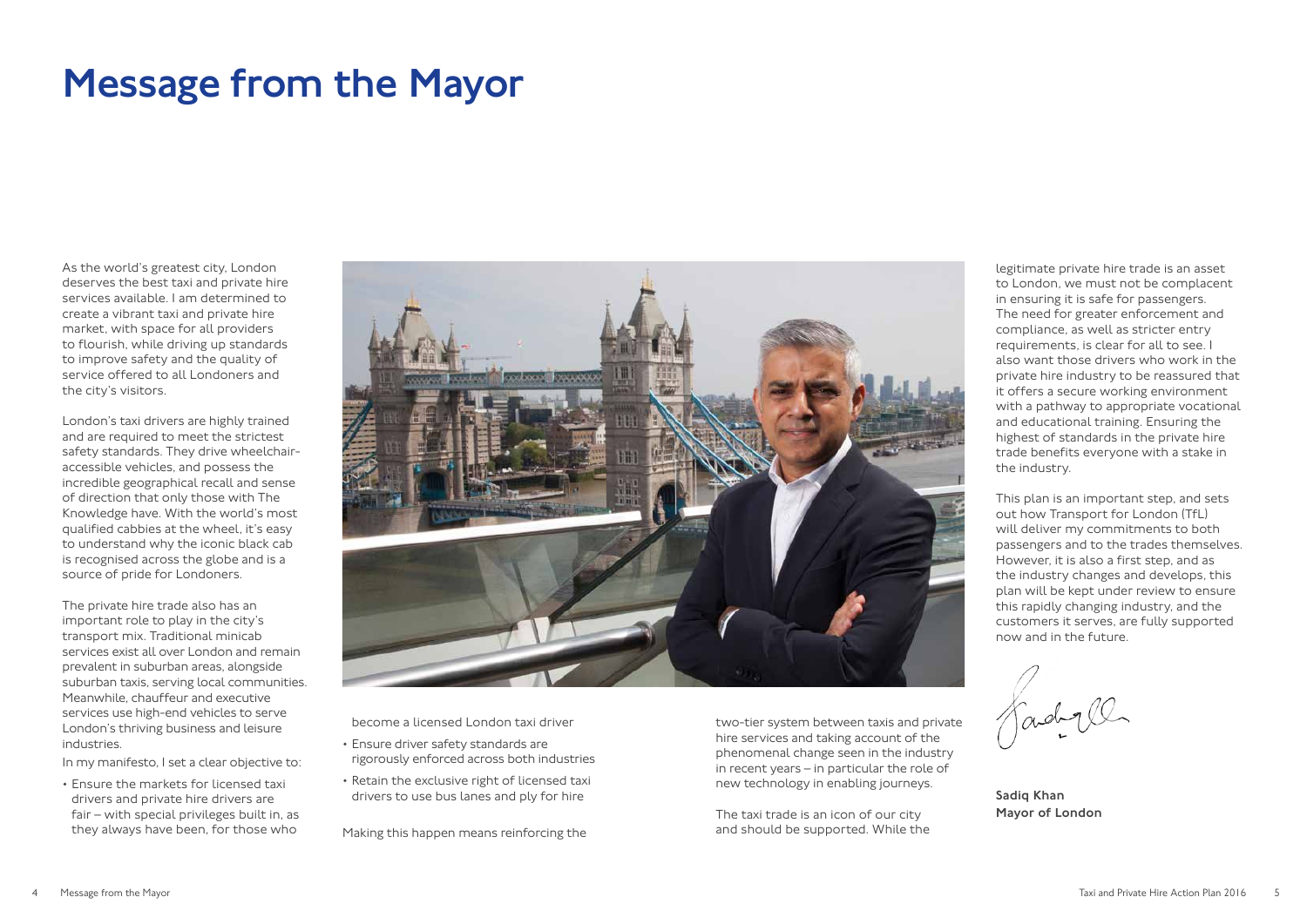# Message from the Mayor

As the world's greatest city, London deserves the best taxi and private hire services available. I am determined to create a vibrant taxi and private hire market, with space for all providers to flourish, while driving up standards to improve safety and the quality of service offered to all Londoners and the city's visitors.

London's taxi drivers are highly trained and are required to meet the strictest safety standards. They drive wheelchair-accessible vehicles, and possess the incredible geographical recall and sense of direction that only those with The Knowledge have. With the world's most qualified cabbies at the wheel, it's easy to understand why the iconic black cab is recognised across the globe and is a source of pride for Londoners.

The private hire trade also has an important role to play in the city's transport mix. Traditional minicab services exist all over London and remain prevalent in suburban areas, alongside suburban taxis, serving local communities. Meanwhile, chauffeur and executive services use high-end vehicles to serve London's thriving business and leisure industries.

In my manifesto, I set a clear objective to:

- Ensure the markets for licensed taxi drivers and private hire drivers are fair – with special privileges built in, as they always have been, for those who become a licensed London taxi driver
- Ensure driver safety standards are rigorously enforced across both industries
- Retain the exclusive right of licensed taxi drivers to use bus lanes and ply for hire

Making this happen means reinforcing the two-tier system between taxis and private hire services and taking account of the phenomenal change seen in the industry in recent years – in particular the role of new technology in enabling journeys.

The taxi trade is an icon of our city and should be supported. While the legitimate private hire trade is an asset to London, we must not be complacent in ensuring it is safe for passengers. The need for greater enforcement and compliance, as well as stricter entry requirements, is clear for all to see. I also want those drivers who work in the private hire industry to be reassured that it offers a secure working environment with a pathway to appropriate vocational and educational training. Ensuring the highest of standards in the private hire trade benefits everyone with a stake in the industry.

This plan is an important step, and sets out how Transport for London (TfL) will deliver my commitments to both passengers and to the trades themselves. However, it is also a first step, and as the industry changes and develops, this plan will be kept under review to ensure this rapidly changing industry, and the customers it serves, are fully supported now and in the future.

**Sadiq Khan**
**Mayor of London**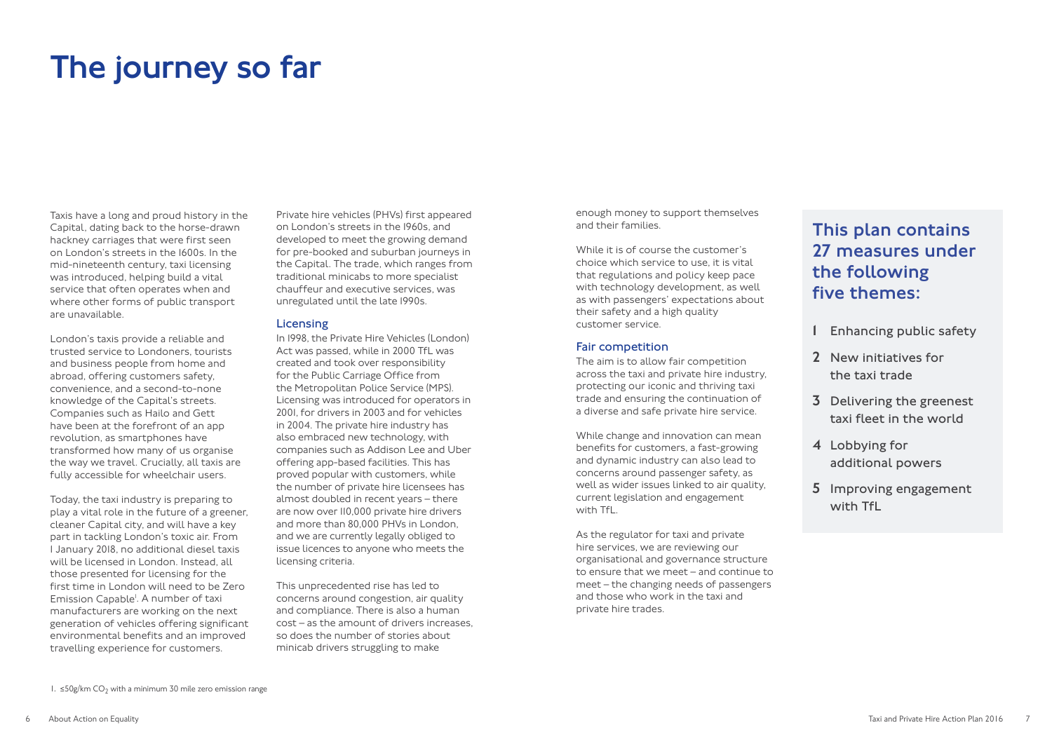# The journey so far

Taxis have a long and proud history in the Capital, dating back to the horse-drawn hackney carriages that were first seen on London's streets in the 1600s. In the mid-nineteenth century, taxi licensing was introduced, helping build a vital service that often operates when and where other forms of public transport are unavailable.

London's taxis provide a reliable and trusted service to Londoners, tourists and business people from home and abroad, offering customers safety, convenience, and a second-to-none knowledge of the Capital's streets. Companies such as Hailo and Gett have been at the forefront of an app revolution, as smartphones have transformed how many of us organise the way we travel. Crucially, all taxis are fully accessible for wheelchair users.

Today, the taxi industry is preparing to play a vital role in the future of a greener, cleaner Capital city, and will have a key part in tackling London's toxic air. From 1 January 2018, no additional diesel taxis will be licensed in London. Instead, all those presented for licensing for the first time in London will need to be Zero Emission Capable[1]. A number of taxi manufacturers are working on the next generation of vehicles offering significant environmental benefits and an improved travelling experience for customers.

Private hire vehicles (PHVs) first appeared on London's streets in the 1960s, and developed to meet the growing demand for pre-booked and suburban journeys in the Capital. The trade, which ranges from traditional minicabs to more specialist chauffeur and executive services, was unregulated until the late 1990s.

### Licensing

In 1998, the Private Hire Vehicles (London) Act was passed, while in 2000 TfL was created and took over responsibility for the Public Carriage Office from the Metropolitan Police Service (MPS). Licensing was introduced for operators in 2001, for drivers in 2003 and for vehicles in 2004. The private hire industry has also embraced new technology, with companies such as Addison Lee and Uber offering app-based facilities. This has proved popular with customers, while the number of private hire licensees has almost doubled in recent years – there are now over 110,000 private hire drivers and more than 80,000 PHVs in London, and we are currently legally obliged to issue licences to anyone who meets the licensing criteria.

This unprecedented rise has led to concerns around congestion, air quality and compliance. There is also a human cost – as the amount of drivers increases, so does the number of stories about minicab drivers struggling to make enough money to support themselves and their families.

While it is of course the customer's choice which service to use, it is vital that regulations and policy keep pace with technology development, as well as with passengers' expectations about their safety and a high quality customer service.

### Fair competition

The aim is to allow fair competition across the taxi and private hire industry, protecting our iconic and thriving taxi trade and ensuring the continuation of a diverse and safe private hire service.

While change and innovation can mean benefits for customers, a fast-growing and dynamic industry can also lead to concerns around passenger safety, as well as wider issues linked to air quality, current legislation and engagement with TfL.

As the regulator for taxi and private hire services, we are reviewing our organisational and governance structure to ensure that we meet – and continue to meet – the changing needs of passengers and those who work in the taxi and private hire trades.

## This plan contains 27 measures under the following five themes:

1. Enhancing public safety
2. New initiatives for the taxi trade
3. Delivering the greenest taxi fleet in the world
4. Lobbying for additional powers
5. Improving engagement with TfL

1. ≤50g/km $CO_2$ with a minimum 30 mile zero emission range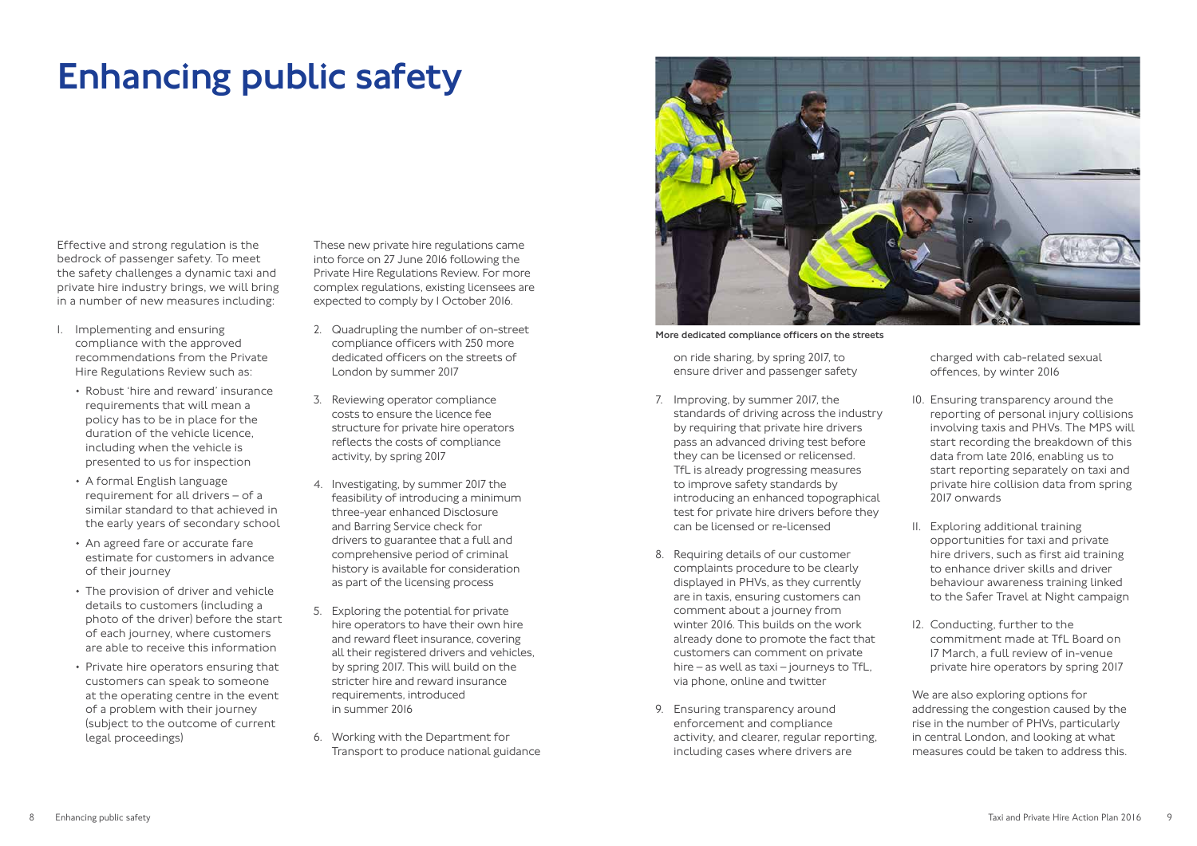# Enhancing public safety

Effective and strong regulation is the bedrock of passenger safety. To meet the safety challenges a dynamic taxi and private hire industry brings, we will bring in a number of new measures including:

1. Implementing and ensuring compliance with the approved recommendations from the Private Hire Regulations Review such as:
   - Robust 'hire and reward' insurance requirements that will mean a policy has to be in place for the duration of the vehicle licence, including when the vehicle is presented to us for inspection
   - A formal English language requirement for all drivers – of a similar standard to that achieved in the early years of secondary school
   - An agreed fare or accurate fare estimate for customers in advance of their journey
   - The provision of driver and vehicle details to customers (including a photo of the driver) before the start of each journey, where customers are able to receive this information
   - Private hire operators ensuring that customers can speak to someone at the operating centre in the event of a problem with their journey (subject to the outcome of current legal proceedings)

   These new private hire regulations came into force on 27 June 2016 following the Private Hire Regulations Review. For more complex regulations, existing licensees are expected to comply by 1 October 2016.

2. Quadrupling the number of on-street compliance officers with 250 more dedicated officers on the streets of London by summer 2017
3. Reviewing operator compliance costs to ensure the licence fee structure for private hire operators reflects the costs of compliance activity, by spring 2017
4. Investigating, by summer 2017 the feasibility of introducing a minimum three-year enhanced Disclosure and Barring Service check for drivers to guarantee that a full and comprehensive period of criminal history is available for consideration as part of the licensing process
5. Exploring the potential for private hire operators to have their own hire and reward fleet insurance, covering all their registered drivers and vehicles, by spring 2017. This will build on the stricter hire and reward insurance requirements, introduced in summer 2016
6. Working with the Department for Transport to produce national guidance on ride sharing, by spring 2017, to ensure driver and passenger safety
7. Improving, by summer 2017, the standards of driving across the industry by requiring that private hire drivers pass an advanced driving test before they can be licensed or relicensed. TfL is already progressing measures to improve safety standards by introducing an enhanced topographical test for private hire drivers before they can be licensed or re-licensed
8. Requiring details of our customer complaints procedure to be clearly displayed in PHVs, as they currently are in taxis, ensuring customers can comment about a journey from winter 2016. This builds on the work already done to promote the fact that customers can comment on private hire – as well as taxi – journeys to TfL, via phone, online and twitter
9. Ensuring transparency around enforcement and compliance activity, and clearer, regular reporting, including cases where drivers are charged with cab-related sexual offences, by winter 2016
10. Ensuring transparency around the reporting of personal injury collisions involving taxis and PHVs. The MPS will start recording the breakdown of this data from late 2016, enabling us to start reporting separately on taxi and private hire collision data from spring 2017 onwards
11. Exploring additional training opportunities for taxi and private hire drivers, such as first aid training to enhance driver skills and driver behaviour awareness training linked to the Safer Travel at Night campaign
12. Conducting, further to the commitment made at TfL Board on 17 March, a full review of in-venue private hire operators by spring 2017

We are also exploring options for addressing the congestion caused by the rise in the number of PHVs, particularly in central London, and looking at what measures could be taken to address this.

**More dedicated compliance officers on the streets**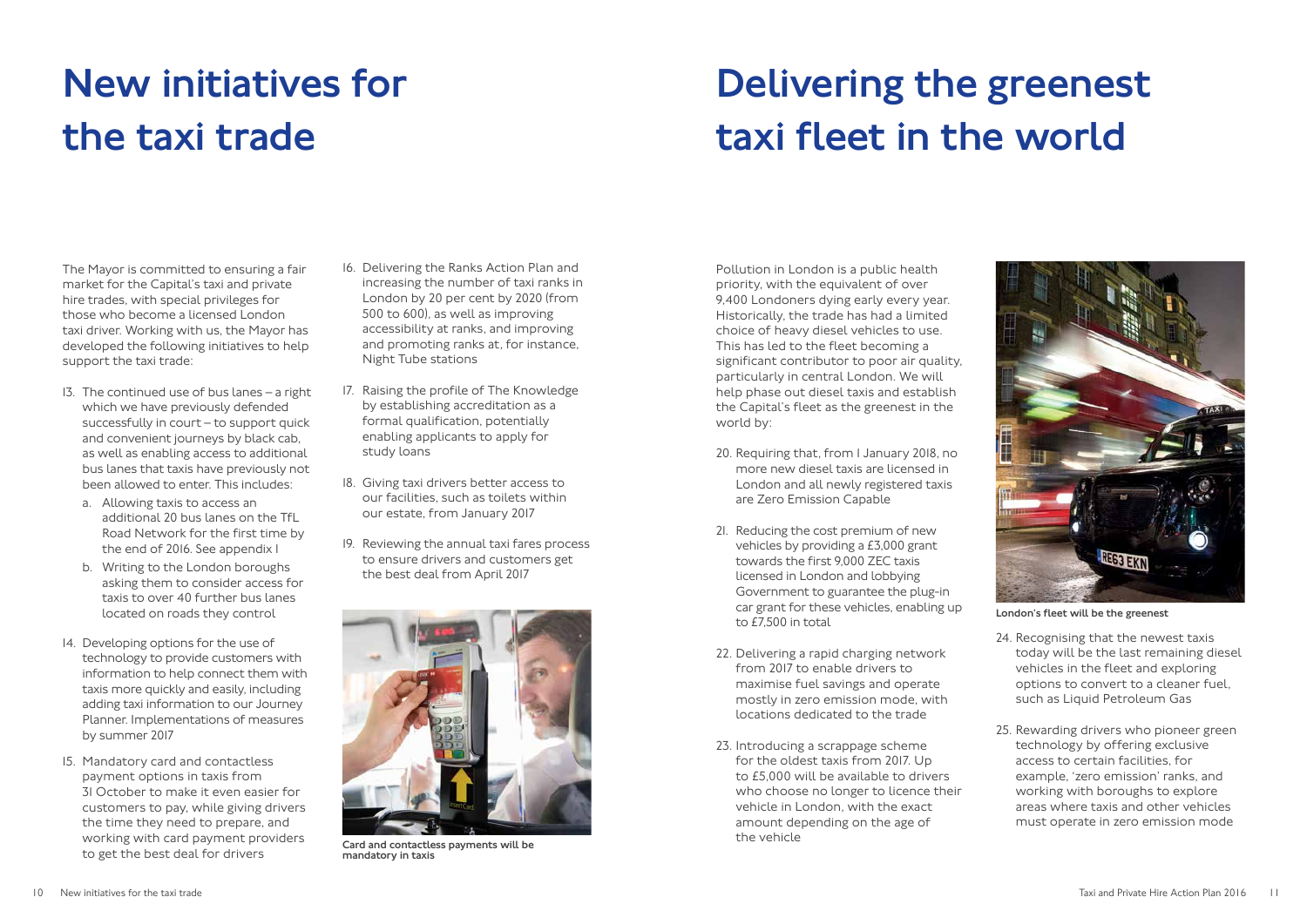# New initiatives for the taxi trade

The Mayor is committed to ensuring a fair market for the Capital's taxi and private hire trades, with special privileges for those who become a licensed London taxi driver. Working with us, the Mayor has developed the following initiatives to help support the taxi trade:

13. The continued use of bus lanes – a right which we have previously defended successfully in court – to support quick and convenient journeys by black cab, as well as enabling access to additional bus lanes that taxis have previously not been allowed to enter. This includes:
    a. Allowing taxis to access an additional 20 bus lanes on the TfL Road Network for the first time by the end of 2016. See appendix 1
    b. Writing to the London boroughs asking them to consider access for taxis to over 40 further bus lanes located on roads they control
14. Developing options for the use of technology to provide customers with information to help connect them with taxis more quickly and easily, including adding taxi information to our Journey Planner. Implementations of measures by summer 2017
15. Mandatory card and contactless payment options in taxis from 31 October to make it even easier for customers to pay, while giving drivers the time they need to prepare, and working with card payment providers to get the best deal for drivers
16. Delivering the Ranks Action Plan and increasing the number of taxi ranks in London by 20 per cent by 2020 (from 500 to 600), as well as improving accessibility at ranks, and improving and promoting ranks at, for instance, Night Tube stations
17. Raising the profile of The Knowledge by establishing accreditation as a formal qualification, potentially enabling applicants to apply for study loans
18. Giving taxi drivers better access to our facilities, such as toilets within our estate, from January 2017
19. Reviewing the annual taxi fares process to ensure drivers and customers get the best deal from April 2017

Card and contactless payments will be mandatory in taxis

# Delivering the greenest taxi fleet in the world

Pollution in London is a public health priority, with the equivalent of over 9,400 Londoners dying early every year. Historically, the trade has had a limited choice of heavy diesel vehicles to use. This has led to the fleet becoming a significant contributor to poor air quality, particularly in central London. We will help phase out diesel taxis and establish the Capital's fleet as the greenest in the world by:

20. Requiring that, from 1 January 2018, no more new diesel taxis are licensed in London and all newly registered taxis are Zero Emission Capable
21. Reducing the cost premium of new vehicles by providing a £3,000 grant towards the first 9,000 ZEC taxis licensed in London and lobbying Government to guarantee the plug-in car grant for these vehicles, enabling up to £7,500 in total
22. Delivering a rapid charging network from 2017 to enable drivers to maximise fuel savings and operate mostly in zero emission mode, with locations dedicated to the trade
23. Introducing a scrappage scheme for the oldest taxis from 2017. Up to £5,000 will be available to drivers who choose no longer to licence their vehicle in London, with the exact amount depending on the age of the vehicle

London's fleet will be the greenest

24. Recognising that the newest taxis today will be the last remaining diesel vehicles in the fleet and exploring options to convert to a cleaner fuel, such as Liquid Petroleum Gas
25. Rewarding drivers who pioneer green technology by offering exclusive access to certain facilities, for example, 'zero emission' ranks, and working with boroughs to explore areas where taxis and other vehicles must operate in zero emission mode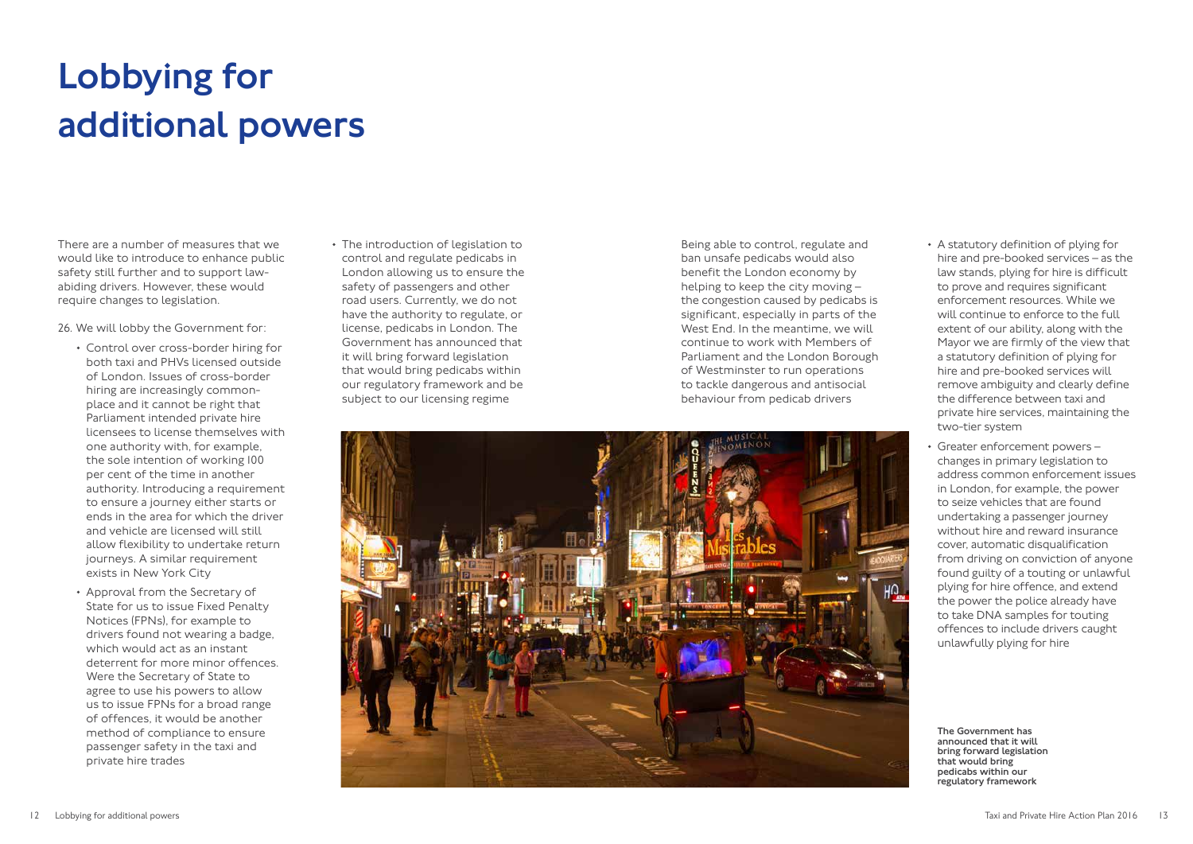# Lobbying for additional powers

There are a number of measures that we would like to introduce to enhance public safety still further and to support law-abiding drivers. However, these would require changes to legislation.

26. We will lobby the Government for:

- Control over cross-border hiring for both taxi and PHVs licensed outside of London. Issues of cross-border hiring are increasingly commonplace and it cannot be right that Parliament intended private hire licensees to license themselves with one authority with, for example, the sole intention of working 100 per cent of the time in another authority. Introducing a requirement to ensure a journey either starts or ends in the area for which the driver and vehicle are licensed will still allow flexibility to undertake return journeys. A similar requirement exists in New York City
- Approval from the Secretary of State for us to issue Fixed Penalty Notices (FPNs), for example to drivers found not wearing a badge, which would act as an instant deterrent for more minor offences. Were the Secretary of State to agree to use his powers to allow us to issue FPNs for a broad range of offences, it would be another method of compliance to ensure passenger safety in the taxi and private hire trades
- The introduction of legislation to control and regulate pedicabs in London allowing us to ensure the safety of passengers and other road users. Currently, we do not have the authority to regulate, or license, pedicabs in London. The Government has announced that it will bring forward legislation that would bring pedicabs within our regulatory framework and be subject to our licensing regime

  Being able to control, regulate and ban unsafe pedicabs would also benefit the London economy by helping to keep the city moving – the congestion caused by pedicabs is significant, especially in parts of the West End. In the meantime, we will continue to work with Members of Parliament and the London Borough of Westminster to run operations to tackle dangerous and antisocial behaviour from pedicab drivers
- A statutory definition of plying for hire and pre-booked services – as the law stands, plying for hire is difficult to prove and requires significant enforcement resources. While we will continue to enforce to the full extent of our ability, along with the Mayor we are firmly of the view that a statutory definition of plying for hire and pre-booked services will remove ambiguity and clearly define the difference between taxi and private hire services, maintaining the two-tier system
- Greater enforcement powers – changes in primary legislation to address common enforcement issues in London, for example, the power to seize vehicles that are found undertaking a passenger journey without hire and reward insurance cover, automatic disqualification from driving on conviction of anyone found guilty of a touting or unlawful plying for hire offence, and extend the power the police already have to take DNA samples for touting offences to include drivers caught unlawfully plying for hire

**The Government has announced that it will bring forward legislation that would bring pedicabs within our regulatory framework**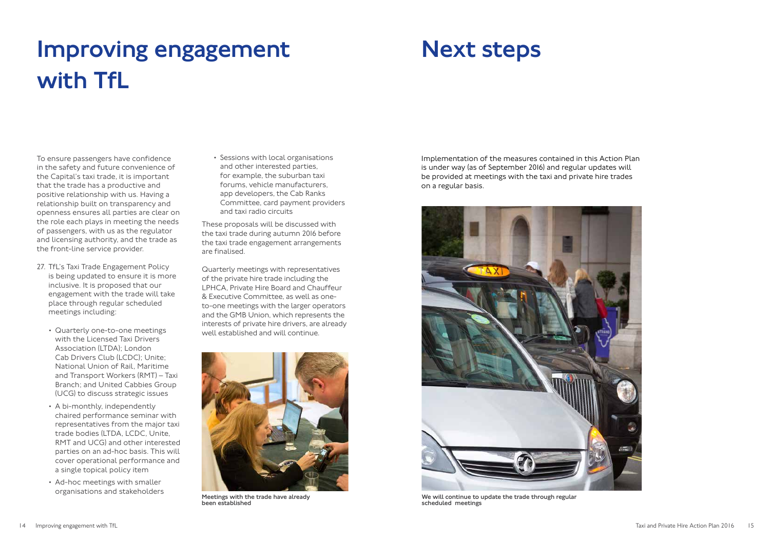# Improving engagement with TfL

To ensure passengers have confidence in the safety and future convenience of the Capital's taxi trade, it is important that the trade has a productive and positive relationship with us. Having a relationship built on transparency and openness ensures all parties are clear on the role each plays in meeting the needs of passengers, with us as the regulator and licensing authority, and the trade as the front-line service provider.

27. TfL's Taxi Trade Engagement Policy is being updated to ensure it is more inclusive. It is proposed that our engagement with the trade will take place through regular scheduled meetings including:

    - Quarterly one-to-one meetings with the Licensed Taxi Drivers Association (LTDA); London Cab Drivers Club (LCDC); Unite; National Union of Rail, Maritime and Transport Workers (RMT) – Taxi Branch; and United Cabbies Group (UCG) to discuss strategic issues
    - A bi-monthly, independently chaired performance seminar with representatives from the major taxi trade bodies (LTDA, LCDC, Unite, RMT and UCG) and other interested parties on an ad-hoc basis. This will cover operational performance and a single topical policy item
    - Ad-hoc meetings with smaller organisations and stakeholders
    - Sessions with local organisations and other interested parties, for example, the suburban taxi forums, vehicle manufacturers, app developers, the Cab Ranks Committee, card payment providers and taxi radio circuits

These proposals will be discussed with the taxi trade during autumn 2016 before the taxi trade engagement arrangements are finalised.

Quarterly meetings with representatives of the private hire trade including the LPHCA, Private Hire Board and Chauffeur & Executive Committee, as well as one-to-one meetings with the larger operators and the GMB Union, which represents the interests of private hire drivers, are already well established and will continue.

**Meetings with the trade have already been established**

# Next steps

Implementation of the measures contained in this Action Plan is under way (as of September 2016) and regular updates will be provided at meetings with the taxi and private hire trades on a regular basis.

**We will continue to update the trade through regular scheduled meetings**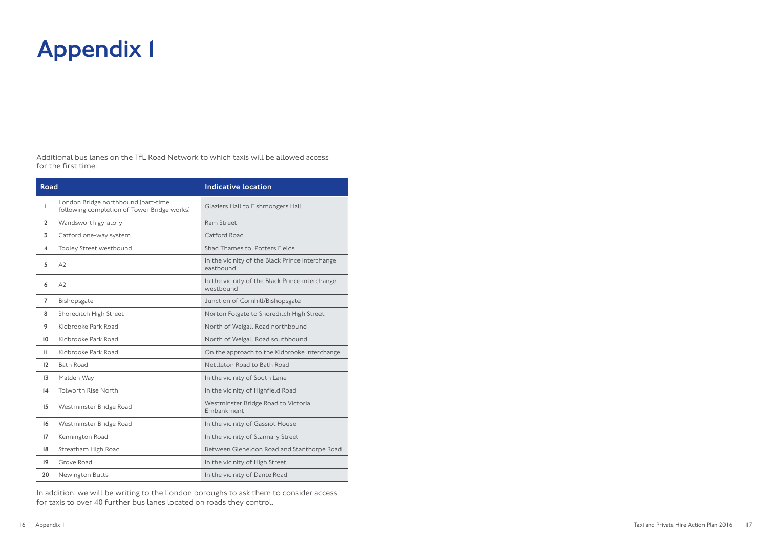# Appendix 1

Additional bus lanes on the TfL Road Network to which taxis will be allowed access for the first time:

| | Road | Indicative location |
|---|---|---|
| 1 | London Bridge northbound (part-time following completion of Tower Bridge works) | Glaziers Hall to Fishmongers Hall |
| 2 | Wandsworth gyratory | Ram Street |
| 3 | Catford one-way system | Catford Road |
| 4 | Tooley Street westbound | Shad Thames to Potters Fields |
| 5 | A2 | In the vicinity of the Black Prince interchange eastbound |
| 6 | A2 | In the vicinity of the Black Prince interchange westbound |
| 7 | Bishopsgate | Junction of Cornhill/Bishopsgate |
| 8 | Shoreditch High Street | Norton Folgate to Shoreditch High Street |
| 9 | Kidbrooke Park Road | North of Weigall Road northbound |
| 10 | Kidbrooke Park Road | North of Weigall Road southbound |
| 11 | Kidbrooke Park Road | On the approach to the Kidbrooke interchange |
| 12 | Bath Road | Nettleton Road to Bath Road |
| 13 | Malden Way | In the vicinity of South Lane |
| 14 | Tolworth Rise North | In the vicinity of Highfield Road |
| 15 | Westminster Bridge Road | Westminster Bridge Road to Victoria Embankment |
| 16 | Westminster Bridge Road | In the vicinity of Gassiot House |
| 17 | Kennington Road | In the vicinity of Stannary Street |
| 18 | Streatham High Road | Between Gleneldon Road and Stanthorpe Road |
| 19 | Grove Road | In the vicinity of High Street |
| 20 | Newington Butts | In the vicinity of Dante Road |

In addition, we will be writing to the London boroughs to ask them to consider access for taxis to over 40 further bus lanes located on roads they control.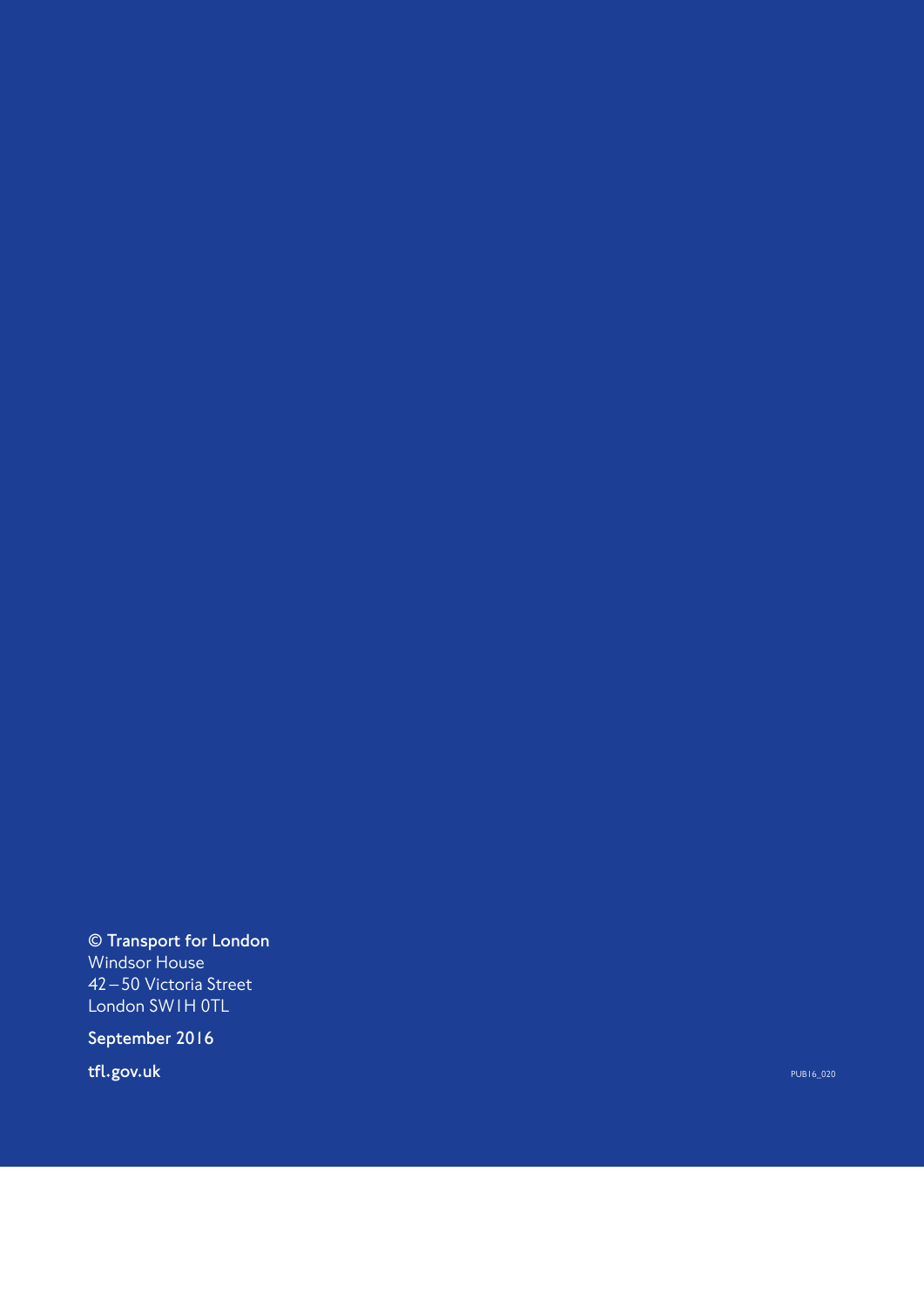© Transport for London
Windsor House
42 – 50 Victoria Street
London SW1H 0TL

September 2016

tfl.gov.uk

PUB16_020